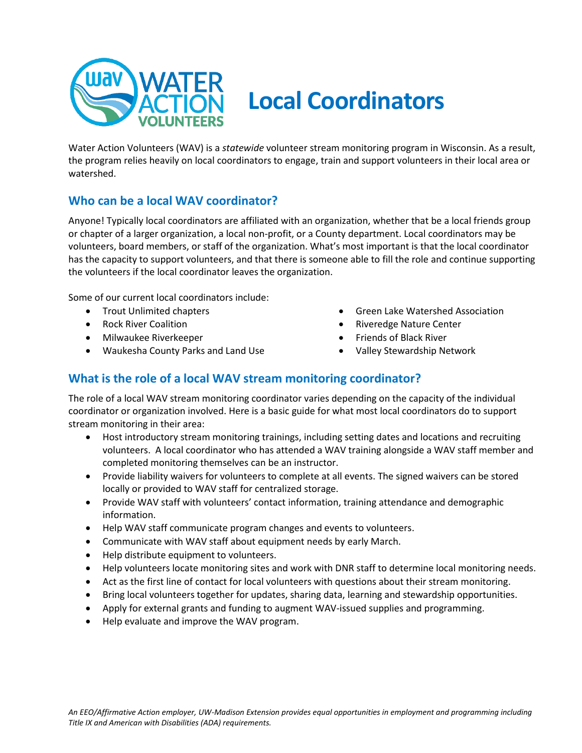# Local Coordinators

Water Action Volunteers (WAV) is a *statewide* volunteer stream monitoring program in Wisconsin. As a result, the program relies heavily on local coordinators to engage, train and support volunteers in their local area or watershed.

## Who can be a local WAV coordinator?

Anyone! Typically local coordinators are affiliated with an organization, whether that be a local friends group or chapter of a larger organization, a local non-profit, or a County department. Local coordinators may be volunteers, board members, or staff of the organization. What's most important is that the local coordinator has the capacity to support volunteers, and that there is someone able to fill the role and continue supporting the volunteers if the local coordinator leaves the organization.

Some of our current local coordinators include:

- Trout Unlimited chapters
- Rock River Coalition
- Milwaukee Riverkeeper
- Waukesha County Parks and Land Use
- Green Lake Watershed Association
- Riveredge Nature Center
- Friends of Black River
- Valley Stewardship Network

## What is the role of a local WAV stream monitoring coordinator?

The role of a local WAV stream monitoring coordinator varies depending on the capacity of the individual coordinator or organization involved. Here is a basic guide for what most local coordinators do to support stream monitoring in their area:

- Host introductory stream monitoring trainings, including setting dates and locations and recruiting volunteers. A local coordinator who has attended a WAV training alongside a WAV staff member and completed monitoring themselves can be an instructor.
- Provide liability waivers for volunteers to complete at all events. The signed waivers can be stored locally or provided to WAV staff for centralized storage.
- Provide WAV staff with volunteers' contact information, training attendance and demographic information.
- Help WAV staff communicate program changes and events to volunteers.
- Communicate with WAV staff about equipment needs by early March.
- Help distribute equipment to volunteers.
- Help volunteers locate monitoring sites and work with DNR staff to determine local monitoring needs.
- Act as the first line of contact for local volunteers with questions about their stream monitoring.
- Bring local volunteers together for updates, sharing data, learning and stewardship opportunities.
- Apply for external grants and funding to augment WAV-issued supplies and programming.
- Help evaluate and improve the WAV program.

*An EEO/Affirmative Action employer, UW-Madison Extension provides equal opportunities in employment and programming including Title IX and American with Disabilities (ADA) requirements.*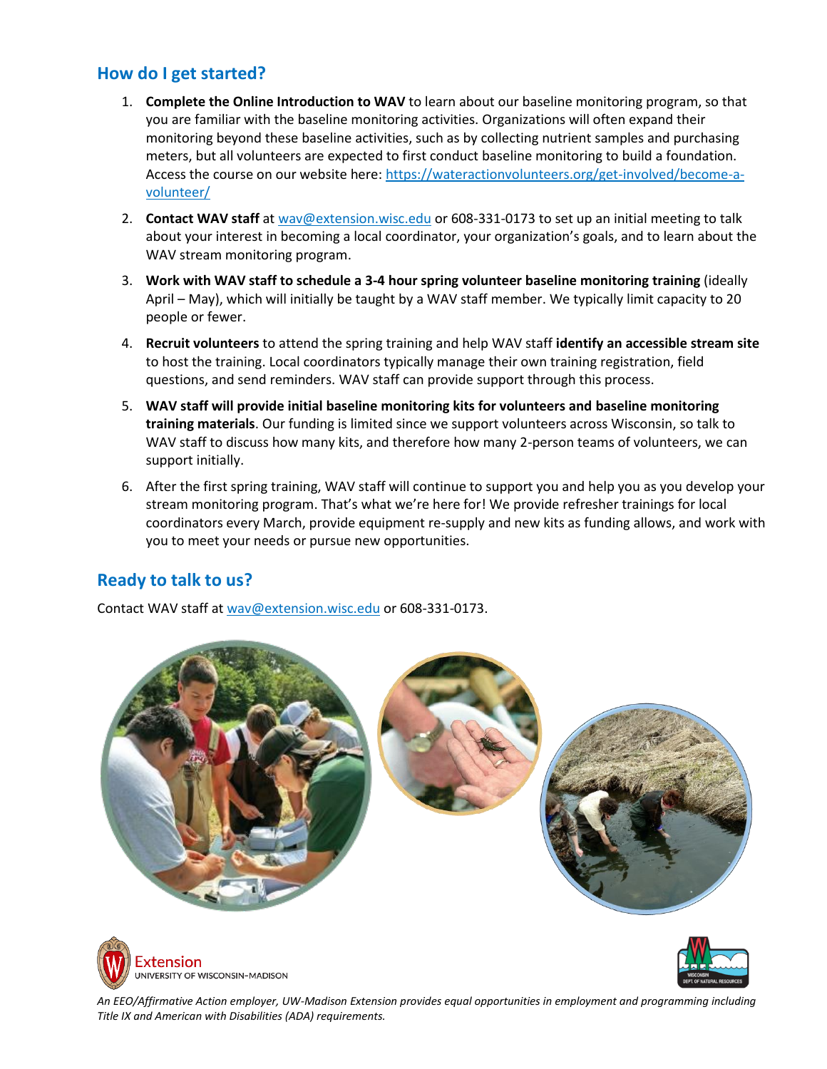## How do I get started?

1. **Complete the Online Introduction to WAV** to learn about our baseline monitoring program, so that you are familiar with the baseline monitoring activities. Organizations will often expand their monitoring beyond these baseline activities, such as by collecting nutrient samples and purchasing meters, but all volunteers are expected to first conduct baseline monitoring to build a foundation. Access the course on our website here: [https://wateractionvolunteers.org/get-involved/become-a-volunteer/](https://wateractionvolunteers.org/get-involved/become-a-volunteer/)

2. **Contact WAV staff** at [wav@extension.wisc.edu](mailto:wav@extension.wisc.edu) or 608-331-0173 to set up an initial meeting to talk about your interest in becoming a local coordinator, your organization's goals, and to learn about the WAV stream monitoring program.

3. **Work with WAV staff to schedule a 3-4 hour spring volunteer baseline monitoring training** (ideally April – May), which will initially be taught by a WAV staff member. We typically limit capacity to 20 people or fewer.

4. **Recruit volunteers** to attend the spring training and help WAV staff **identify an accessible stream site** to host the training. Local coordinators typically manage their own training registration, field questions, and send reminders. WAV staff can provide support through this process.

5. **WAV staff will provide initial baseline monitoring kits for volunteers and baseline monitoring training materials**. Our funding is limited since we support volunteers across Wisconsin, so talk to WAV staff to discuss how many kits, and therefore how many 2-person teams of volunteers, we can support initially.

6. After the first spring training, WAV staff will continue to support you and help you as you develop your stream monitoring program. That's what we're here for! We provide refresher trainings for local coordinators every March, provide equipment re-supply and new kits as funding allows, and work with you to meet your needs or pursue new opportunities.

## Ready to talk to us?

Contact WAV staff at [wav@extension.wisc.edu](mailto:wav@extension.wisc.edu) or 608-331-0173.

Extension
UNIVERSITY OF WISCONSIN-MADISON

WISCONSIN DEPT. OF NATURAL RESOURCES

*An EEO/Affirmative Action employer, UW-Madison Extension provides equal opportunities in employment and programming including Title IX and American with Disabilities (ADA) requirements.*